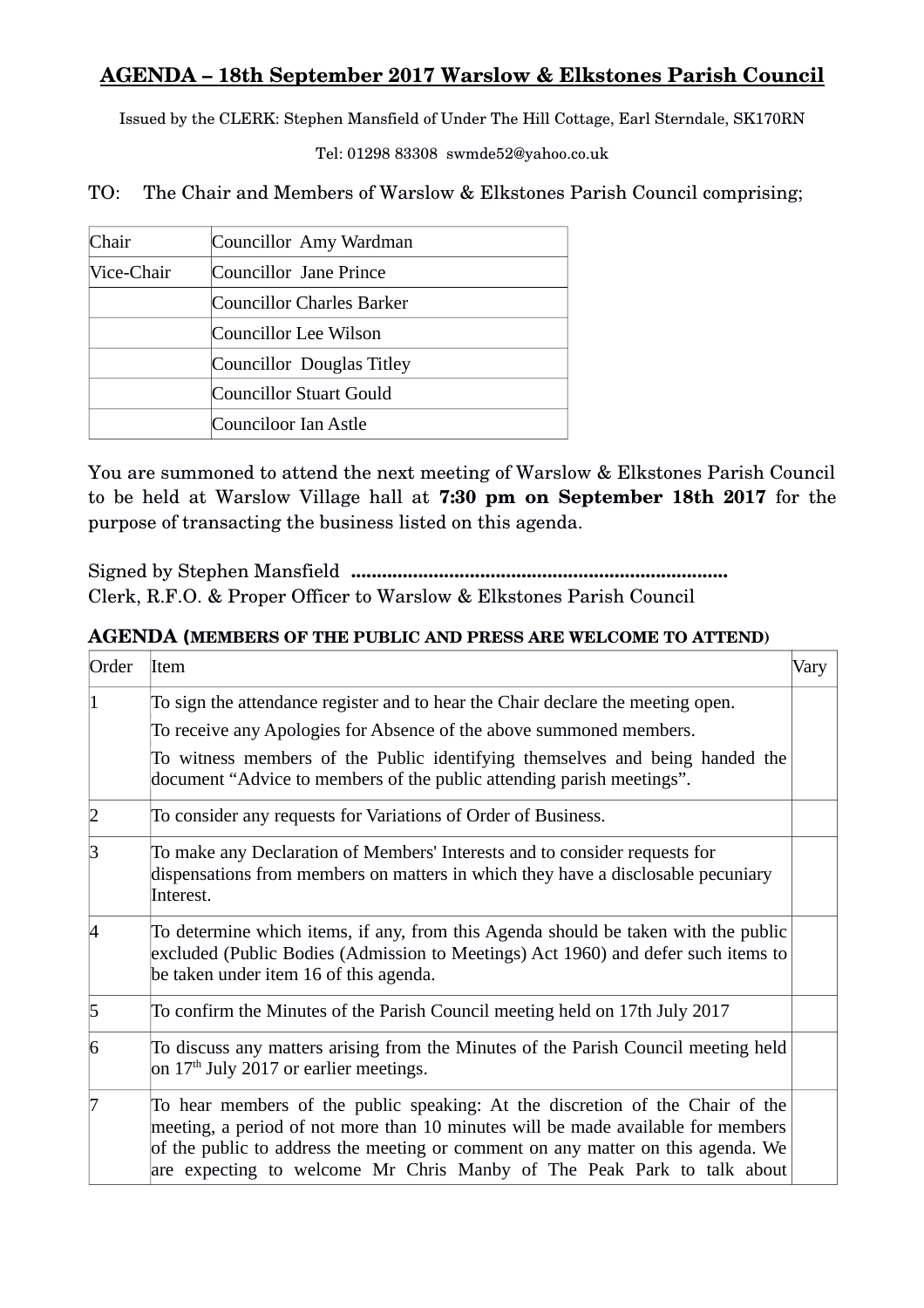# AGENDA – 18th September 2017 Warslow & Elkstones Parish Council

Issued by the CLERK: Stephen Mansfield of Under The Hill Cottage, Earl Sterndale, SK170RN

Tel: 01298 83308 swmde52@yahoo.co.uk

TO: The Chair and Members of Warslow & Elkstones Parish Council comprising;

| | |
|---|---|
| Chair | Councillor Amy Wardman |
| Vice-Chair | Councillor Jane Prince |
| | Councillor Charles Barker |
| | Councillor Lee Wilson |
| | Councillor Douglas Titley |
| | Councillor Stuart Gould |
| | Counciloor Ian Astle |

You are summoned to attend the next meeting of Warslow & Elkstones Parish Council to be held at Warslow Village hall at **7:30 pm on September 18th 2017** for the purpose of transacting the business listed on this agenda.

Signed by Stephen Mansfield **........................................................................**
Clerk, R.F.O. & Proper Officer to Warslow & Elkstones Parish Council

**AGENDA (MEMBERS OF THE PUBLIC AND PRESS ARE WELCOME TO ATTEND)**

| Order | Item | Vary |
|---|---|---|
| 1 | To sign the attendance register and to hear the Chair declare the meeting open.<br>To receive any Apologies for Absence of the above summoned members.<br>To witness members of the Public identifying themselves and being handed the document "Advice to members of the public attending parish meetings". | |
| 2 | To consider any requests for Variations of Order of Business. | |
| 3 | To make any Declaration of Members' Interests and to consider requests for dispensations from members on matters in which they have a disclosable pecuniary Interest. | |
| 4 | To determine which items, if any, from this Agenda should be taken with the public excluded (Public Bodies (Admission to Meetings) Act 1960) and defer such items to be taken under item 16 of this agenda. | |
| 5 | To confirm the Minutes of the Parish Council meeting held on 17th July 2017 | |
| 6 | To discuss any matters arising from the Minutes of the Parish Council meeting held on 17th July 2017 or earlier meetings. | |
| 7 | To hear members of the public speaking: At the discretion of the Chair of the meeting, a period of not more than 10 minutes will be made available for members of the public to address the meeting or comment on any matter on this agenda. We are expecting to welcome Mr Chris Manby of The Peak Park to talk about | |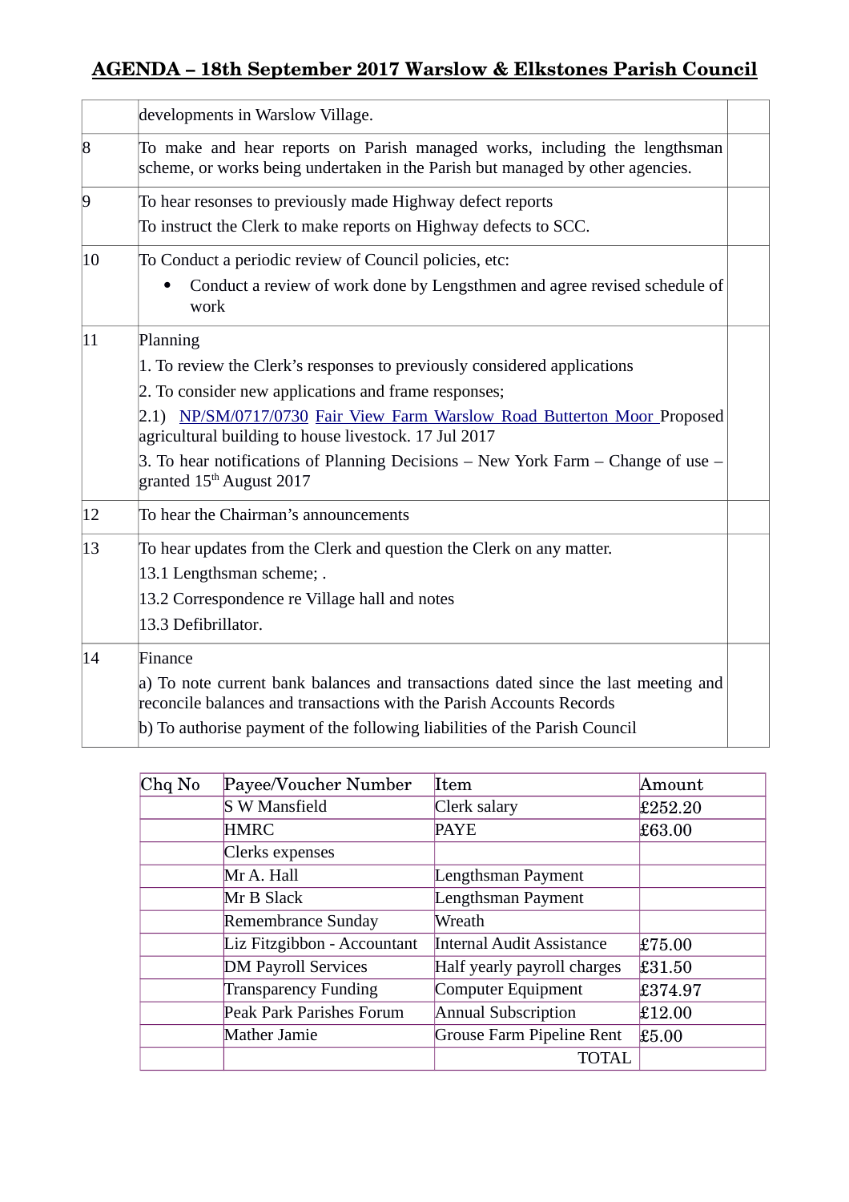# AGENDA – 18th September 2017 Warslow & Elkstones Parish Council

| | | |
|---|---|---|
| | developments in Warslow Village. | |
| 8 | To make and hear reports on Parish managed works, including the lengthsman scheme, or works being undertaken in the Parish but managed by other agencies. | |
| 9 | To hear resonses to previously made Highway defect reports<br>To instruct the Clerk to make reports on Highway defects to SCC. | |
| 10 | To Conduct a periodic review of Council policies, etc:<br>• Conduct a review of work done by Lengsthmen and agree revised schedule of work | |
| 11 | Planning<br>1. To review the Clerk's responses to previously considered applications<br>2. To consider new applications and frame responses;<br>2.1) NP/SM/0717/0730 Fair View Farm Warslow Road Butterton Moor Proposed agricultural building to house livestock. 17 Jul 2017<br>3. To hear notifications of Planning Decisions – New York Farm – Change of use – granted 15th August 2017 | |
| 12 | To hear the Chairman's announcements | |
| 13 | To hear updates from the Clerk and question the Clerk on any matter.<br>13.1 Lengthsman scheme; .<br>13.2 Correspondence re Village hall and notes<br>13.3 Defibrillator. | |
| 14 | Finance<br>a) To note current bank balances and transactions dated since the last meeting and reconcile balances and transactions with the Parish Accounts Records<br>b) To authorise payment of the following liabilities of the Parish Council | |

| Chq No | Payee/Voucher Number | Item | Amount |
|---|---|---|---|
| | S W Mansfield | Clerk salary | £252.20 |
| | HMRC | PAYE | £63.00 |
| | Clerks expenses | | |
| | Mr A. Hall | Lengthsman Payment | |
| | Mr B Slack | Lengthsman Payment | |
| | Remembrance Sunday | Wreath | |
| | Liz Fitzgibbon - Accountant | Internal Audit Assistance | £75.00 |
| | DM Payroll Services | Half yearly payroll charges | £31.50 |
| | Transparency Funding | Computer Equipment | £374.97 |
| | Peak Park Parishes Forum | Annual Subscription | £12.00 |
| | Mather Jamie | Grouse Farm Pipeline Rent | £5.00 |
| | | TOTAL | |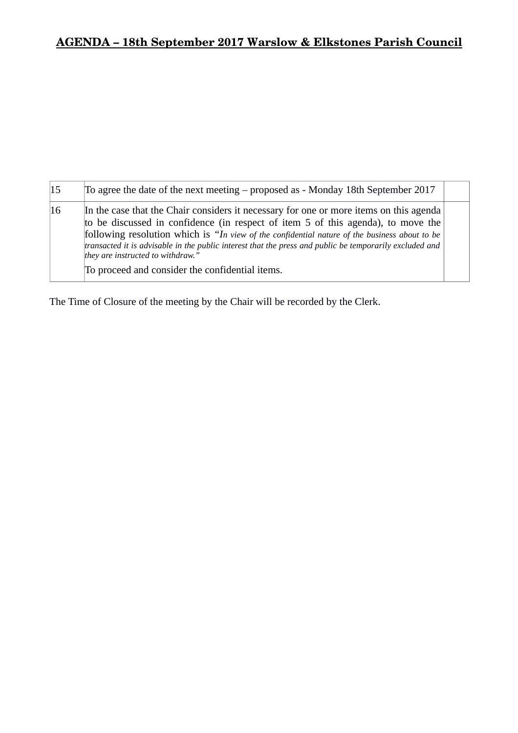**AGENDA – 18th September 2017 Warslow & Elkstones Parish Council**

| | | |
|---|---|---|
| 15 | To agree the date of the next meeting – proposed as - Monday 18th September 2017 | |
| 16 | In the case that the Chair considers it necessary for one or more items on this agenda to be discussed in confidence (in respect of item 5 of this agenda), to move the following resolution which is *"In view of the confidential nature of the business about to be transacted it is advisable in the public interest that the press and public be temporarily excluded and they are instructed to withdraw."*<br>To proceed and consider the confidential items. | |

The Time of Closure of the meeting by the Chair will be recorded by the Clerk.